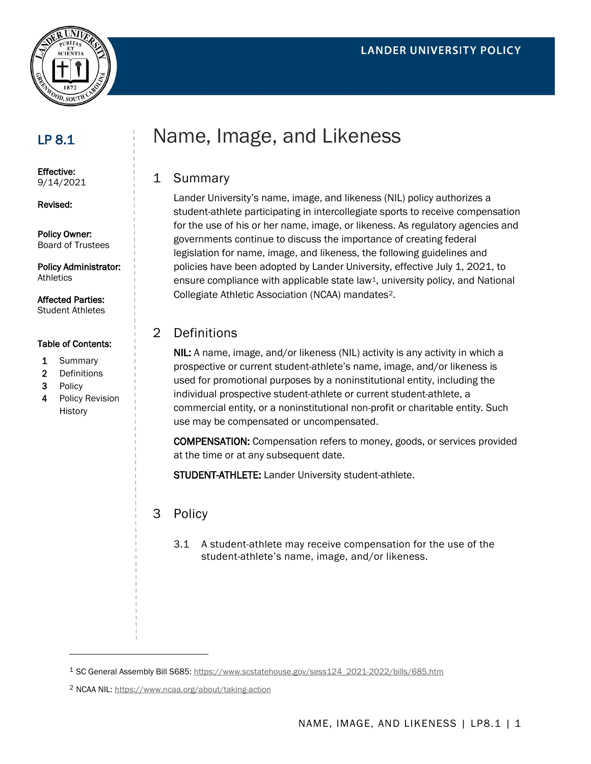LANDER UNIVERSITY POLICY

## LP 8.1

**Effective:**
9/14/2021

**Revised:**

**Policy Owner:**
Board of Trustees

**Policy Administrator:**
Athletics

**Affected Parties:**
Student Athletes

**Table of Contents:**

1. Summary
2. Definitions
3. Policy
4. Policy Revision History

# Name, Image, and Likeness

## 1 Summary

Lander University's name, image, and likeness (NIL) policy authorizes a student-athlete participating in intercollegiate sports to receive compensation for the use of his or her name, image, or likeness. As regulatory agencies and governments continue to discuss the importance of creating federal legislation for name, image, and likeness, the following guidelines and policies have been adopted by Lander University, effective July 1, 2021, to ensure compliance with applicable state law[1], university policy, and National Collegiate Athletic Association (NCAA) mandates[2].

## 2 Definitions

**NIL:** A name, image, and/or likeness (NIL) activity is any activity in which a prospective or current student-athlete's name, image, and/or likeness is used for promotional purposes by a noninstitutional entity, including the individual prospective student-athlete or current student-athlete, a commercial entity, or a noninstitutional non-profit or charitable entity. Such use may be compensated or uncompensated.

**COMPENSATION:** Compensation refers to money, goods, or services provided at the time or at any subsequent date.

**STUDENT-ATHLETE:** Lander University student-athlete.

## 3 Policy

3.1 A student-athlete may receive compensation for the use of the student-athlete's name, image, and/or likeness.

---

[1] SC General Assembly Bill S685: https://www.scstatehouse.gov/sess124_2021-2022/bills/685.htm

[2] NCAA NIL: https://www.ncaa.org/about/taking-action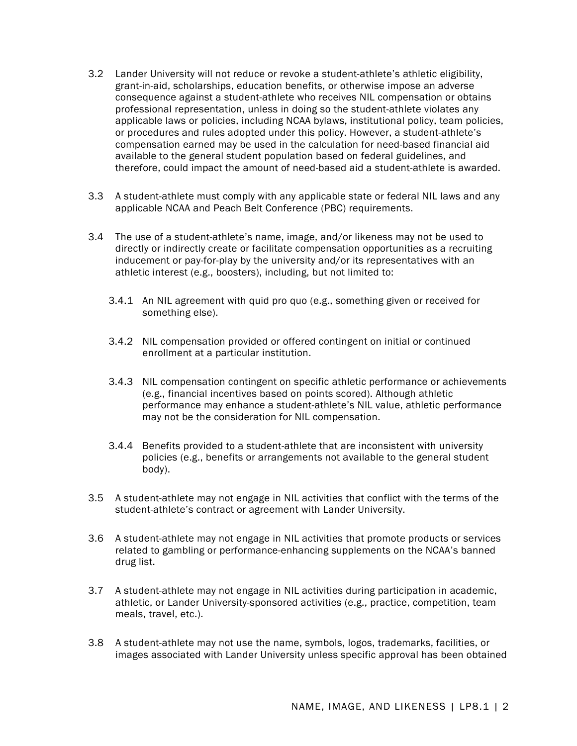3.2 Lander University will not reduce or revoke a student-athlete's athletic eligibility, grant-in-aid, scholarships, education benefits, or otherwise impose an adverse consequence against a student-athlete who receives NIL compensation or obtains professional representation, unless in doing so the student-athlete violates any applicable laws or policies, including NCAA bylaws, institutional policy, team policies, or procedures and rules adopted under this policy. However, a student-athlete's compensation earned may be used in the calculation for need-based financial aid available to the general student population based on federal guidelines, and therefore, could impact the amount of need-based aid a student-athlete is awarded.

3.3 A student-athlete must comply with any applicable state or federal NIL laws and any applicable NCAA and Peach Belt Conference (PBC) requirements.

3.4 The use of a student-athlete's name, image, and/or likeness may not be used to directly or indirectly create or facilitate compensation opportunities as a recruiting inducement or pay-for-play by the university and/or its representatives with an athletic interest (e.g., boosters), including, but not limited to:

- 3.4.1 An NIL agreement with quid pro quo (e.g., something given or received for something else).
- 3.4.2 NIL compensation provided or offered contingent on initial or continued enrollment at a particular institution.
- 3.4.3 NIL compensation contingent on specific athletic performance or achievements (e.g., financial incentives based on points scored). Although athletic performance may enhance a student-athlete's NIL value, athletic performance may not be the consideration for NIL compensation.
- 3.4.4 Benefits provided to a student-athlete that are inconsistent with university policies (e.g., benefits or arrangements not available to the general student body).

3.5 A student-athlete may not engage in NIL activities that conflict with the terms of the student-athlete's contract or agreement with Lander University.

3.6 A student-athlete may not engage in NIL activities that promote products or services related to gambling or performance-enhancing supplements on the NCAA's banned drug list.

3.7 A student-athlete may not engage in NIL activities during participation in academic, athletic, or Lander University-sponsored activities (e.g., practice, competition, team meals, travel, etc.).

3.8 A student-athlete may not use the name, symbols, logos, trademarks, facilities, or images associated with Lander University unless specific approval has been obtained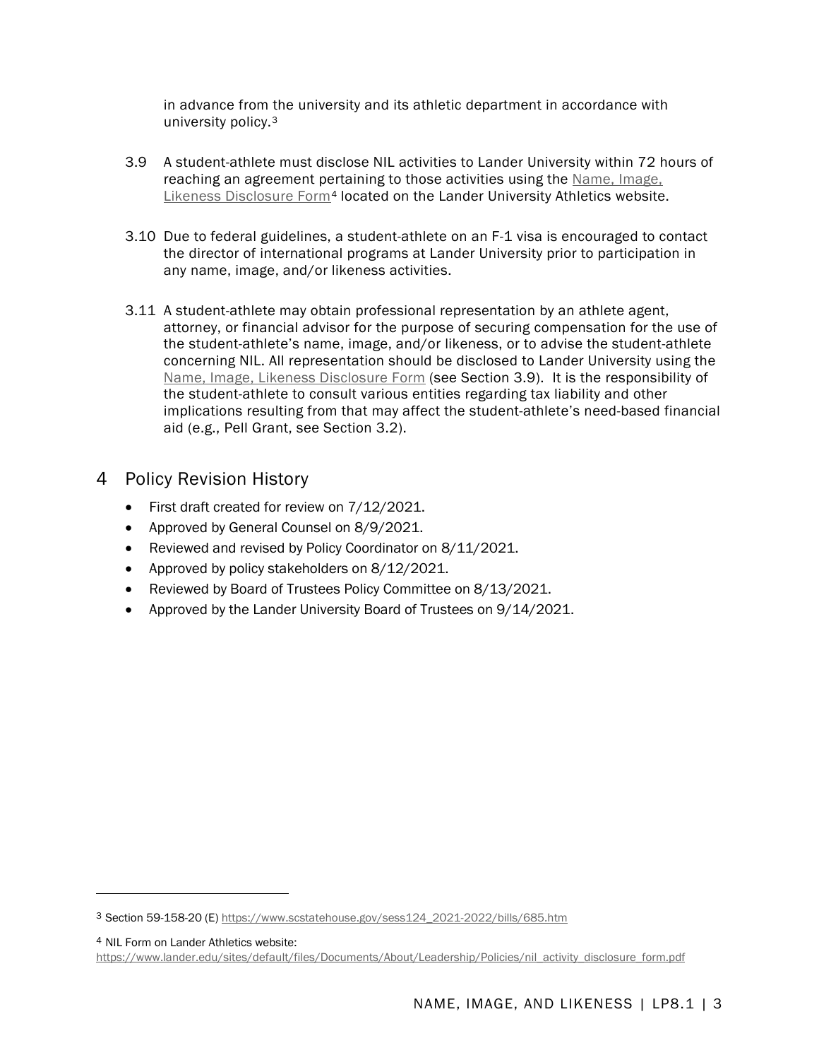in advance from the university and its athletic department in accordance with university policy.[3]

3.9 A student-athlete must disclose NIL activities to Lander University within 72 hours of reaching an agreement pertaining to those activities using the Name, Image, Likeness Disclosure Form[4] located on the Lander University Athletics website.

3.10 Due to federal guidelines, a student-athlete on an F-1 visa is encouraged to contact the director of international programs at Lander University prior to participation in any name, image, and/or likeness activities.

3.11 A student-athlete may obtain professional representation by an athlete agent, attorney, or financial advisor for the purpose of securing compensation for the use of the student-athlete's name, image, and/or likeness, or to advise the student-athlete concerning NIL. All representation should be disclosed to Lander University using the Name, Image, Likeness Disclosure Form (see Section 3.9). It is the responsibility of the student-athlete to consult various entities regarding tax liability and other implications resulting from that may affect the student-athlete's need-based financial aid (e.g., Pell Grant, see Section 3.2).

# 4 Policy Revision History

- First draft created for review on 7/12/2021.
- Approved by General Counsel on 8/9/2021.
- Reviewed and revised by Policy Coordinator on 8/11/2021.
- Approved by policy stakeholders on 8/12/2021.
- Reviewed by Board of Trustees Policy Committee on 8/13/2021.
- Approved by the Lander University Board of Trustees on 9/14/2021.

---

[3] Section 59-158-20 (E) https://www.scstatehouse.gov/sess124_2021-2022/bills/685.htm

[4] NIL Form on Lander Athletics website: https://www.lander.edu/sites/default/files/Documents/About/Leadership/Policies/nil_activity_disclosure_form.pdf